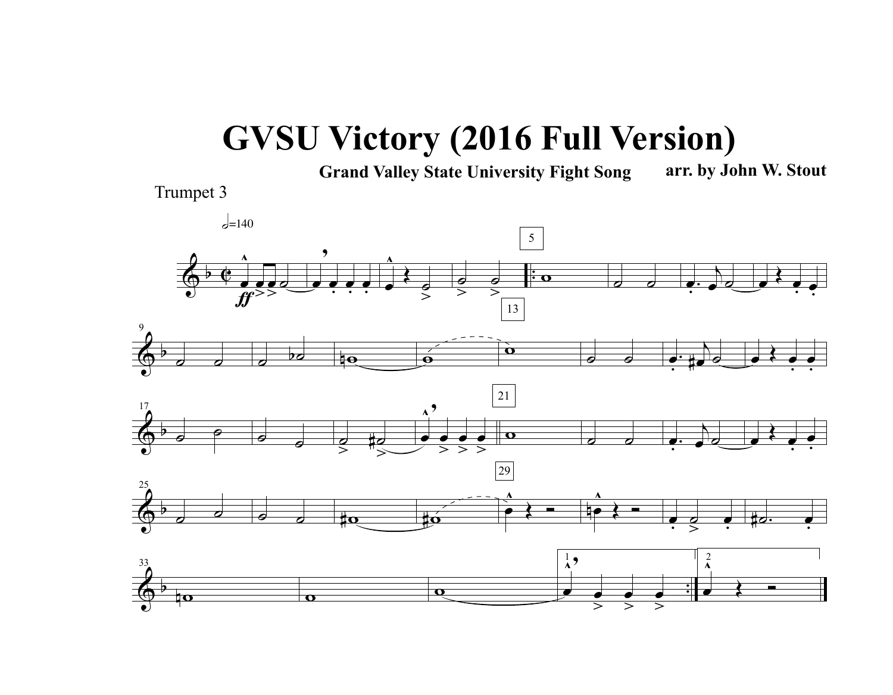# GVSU Victory (2016 Full Version)

**Grand Valley State University Fight Song**

**arr. by John W. Stout**

Trumpet 3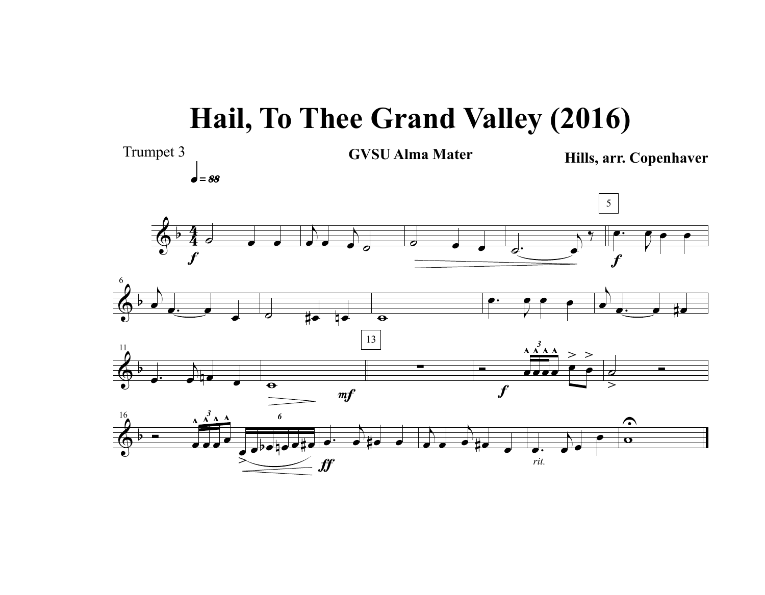# Hail, To Thee Grand Valley (2016)

Trumpet 3

**GVSU Alma Mater**

**Hills, arr. Copenhaver**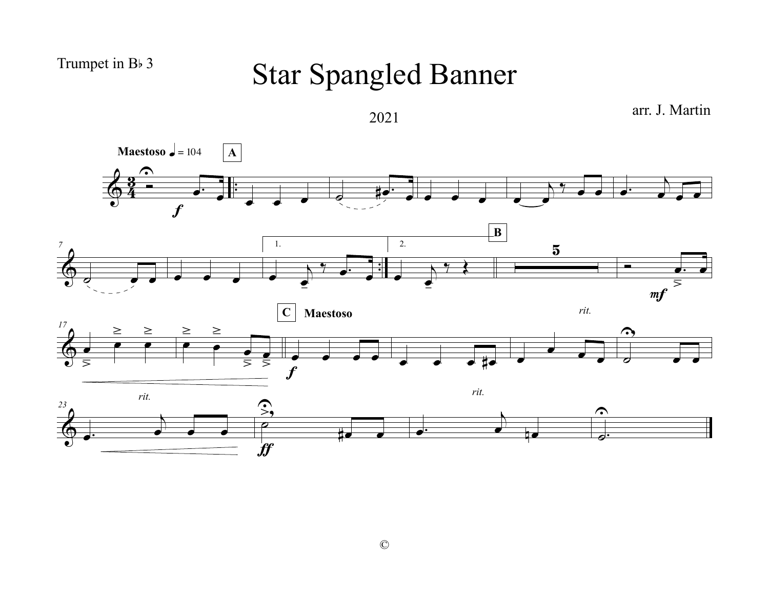Trumpet in B♭ 3

# Star Spangled Banner

2021

arr. J. Martin

©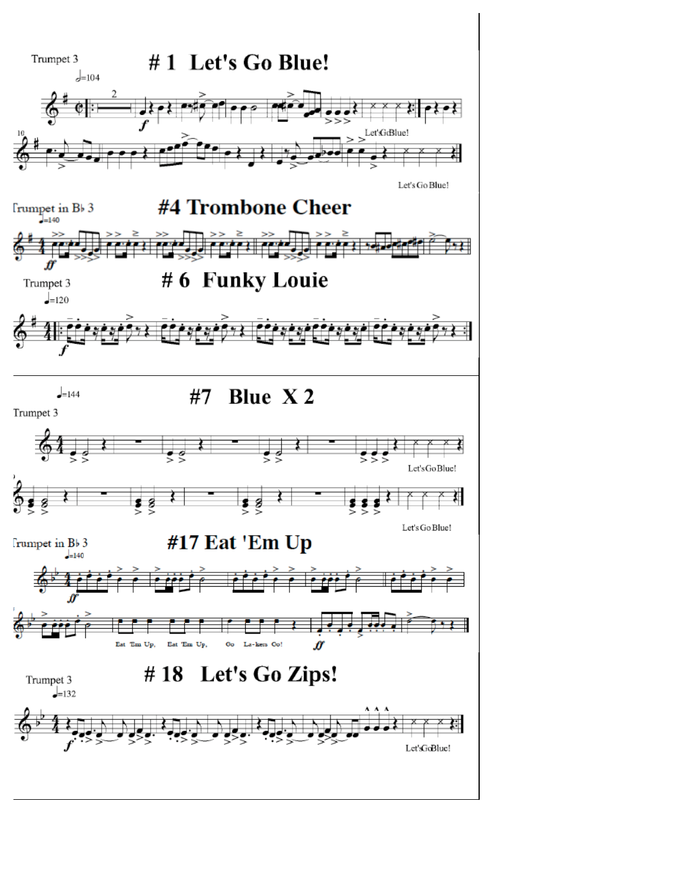Trumpet 3

# # 1 Let's Go Blue!

♩=104

Let's Go Blue!

Let's Go Blue!

Trumpet in B♭ 3

# #4 Trombone Cheer

♩=140

Trumpet 3

# # 6 Funky Louie

♩=120

♩=144

# #7 Blue X 2

Trumpet 3

Let's Go Blue!

Let's Go Blue!

Trumpet in B♭ 3

# #17 Eat 'Em Up

♩=140

Eat 'Em Up, Eat 'Em Up, Go La-kers Go!

Trumpet 3

# # 18 Let's Go Zips!

♩=132

Let's Go Blue!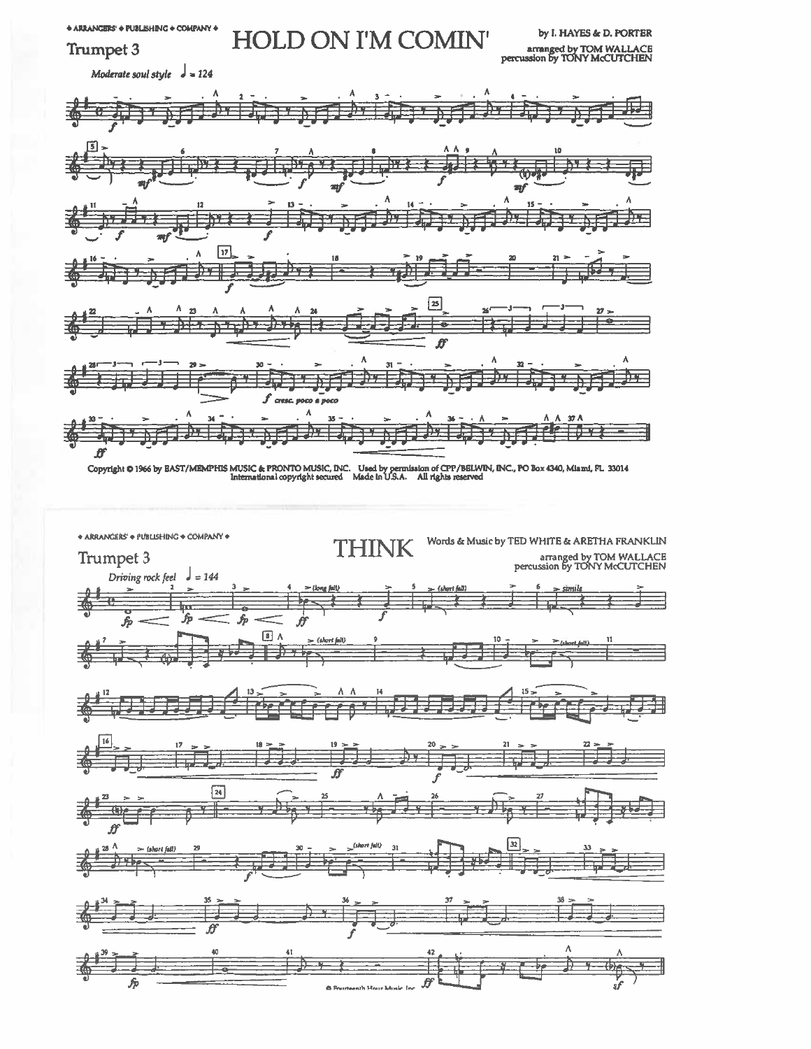◆ ARRANGERS' ◆ PUBLISHING ◆ COMPANY ◆

Trumpet 3

# HOLD ON I'M COMIN'

by I. HAYES & D. PORTER
arranged by TOM WALLACE
percussion by TONY McCUTCHEN

*Moderate soul style* ♩ = 124

*f* *mf* *f* *mf* *f* *mf* *f* *mf* *f* *ff* *f cresc. poco a poco* *ff*

Copyright © 1966 by EAST/MEMPHIS MUSIC & PRONTO MUSIC, INC. Used by permission of CPP/BELWIN, INC., PO Box 4340, Miami, FL 33014
International copyright secured Made in U.S.A. All rights reserved

◆ ARRANGERS' ◆ PUBLISHING ◆ COMPANY ◆

Trumpet 3

# THINK

Words & Music by TED WHITE & ARETHA FRANKLIN
arranged by TOM WALLACE
percussion by TONY McCUTCHEN

*Driving rock feel* ♩ = 144

*fp* *fp* *fp* *ff* (long fall) *f* (short fall) *simile* (short fall) (short fall) *ff* *f* *ff* (short fall) (short fall) *f* *ff* *f* *fp* *ff* *sf*

© Fourteenth Hour Music, Inc.